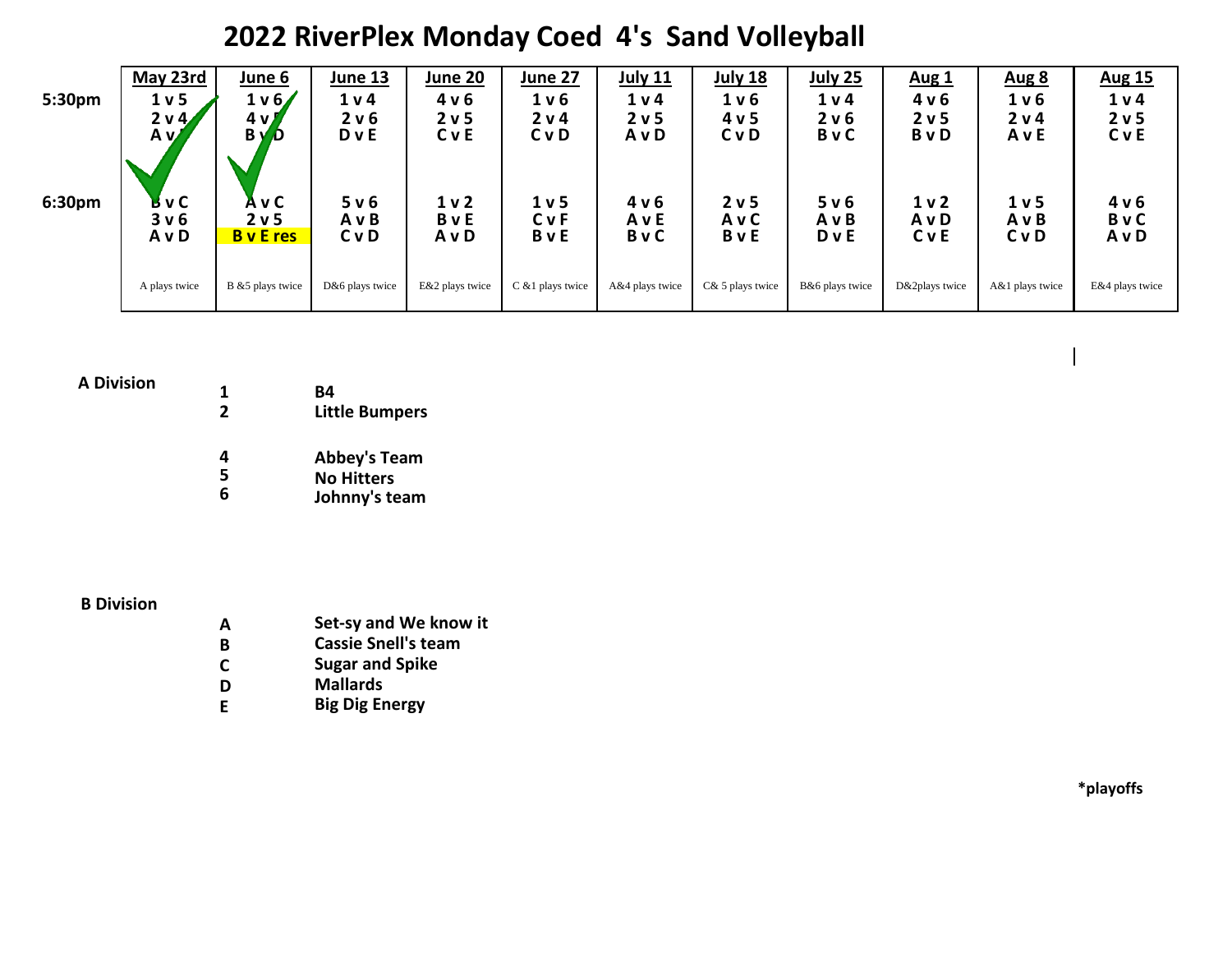# 2022 RiverPlex Monday Coed 4's Sand Volleyball

| | May 23rd | June 6 | June 13 | June 20 | June 27 | July 11 | July 18 | July 25 | Aug 1 | Aug 8 | Aug 15 |
|---|---|---|---|---|---|---|---|---|---|---|---|
| 5:30pm | 1 v 5<br>2 v 4<br>A v D | 1 v 6<br>4 v 5<br>B v D | 1 v 4<br>2 v 6<br>D v E | 4 v 6<br>2 v 5<br>C v E | 1 v 6<br>2 v 4<br>C v D | 1 v 4<br>2 v 5<br>A v D | 1 v 6<br>4 v 5<br>C v D | 1 v 4<br>2 v 6<br>B v C | 4 v 6<br>2 v 5<br>B v D | 1 v 6<br>2 v 4<br>A v E | 1 v 4<br>2 v 5<br>C v E |
| 6:30pm | B v C<br>3 v 6<br>A v D | A v C<br>2 v 5<br>B v E res | 5 v 6<br>A v B<br>C v D | 1 v 2<br>B v E<br>A v D | 1 v 5<br>C v F<br>B v E | 4 v 6<br>A v E<br>B v C | 2 v 5<br>A v C<br>B v E | 5 v 6<br>A v B<br>D v E | 1 v 2<br>A v D<br>C v E | 1 v 5<br>A v B<br>C v D | 4 v 6<br>B v C<br>A v D |
| | A plays twice | B &5 plays twice | D&6 plays twice | E&2 plays twice | C &1 plays twice | A&4 plays twice | C& 5 plays twice | B&6 plays twice | D&2plays twice | A&1 plays twice | E&4 plays twice |

**A Division**

| | |
|---|---|
| 1 | B4 |
| 2 | Little Bumpers |
| 4 | Abbey's Team |
| 5 | No Hitters |
| 6 | Johnny's team |

**B Division**

| | |
|---|---|
| A | Set-sy and We know it |
| B | Cassie Snell's team |
| C | Sugar and Spike |
| D | Mallards |
| E | Big Dig Energy |

**\*playoffs**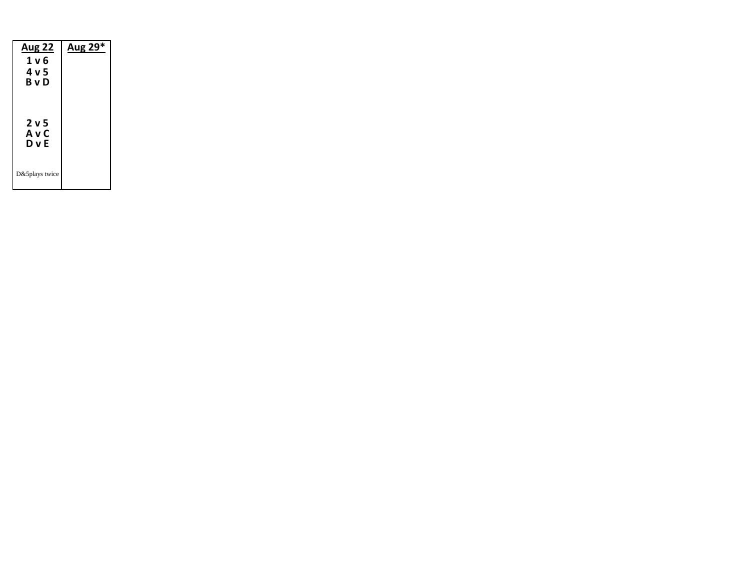| Aug 22 | Aug 29* |
| --- | --- |
| 1 v 6<br>4 v 5<br>B v D<br><br>2 v 5<br>A v C<br>D v E<br><br>D&5plays twice | |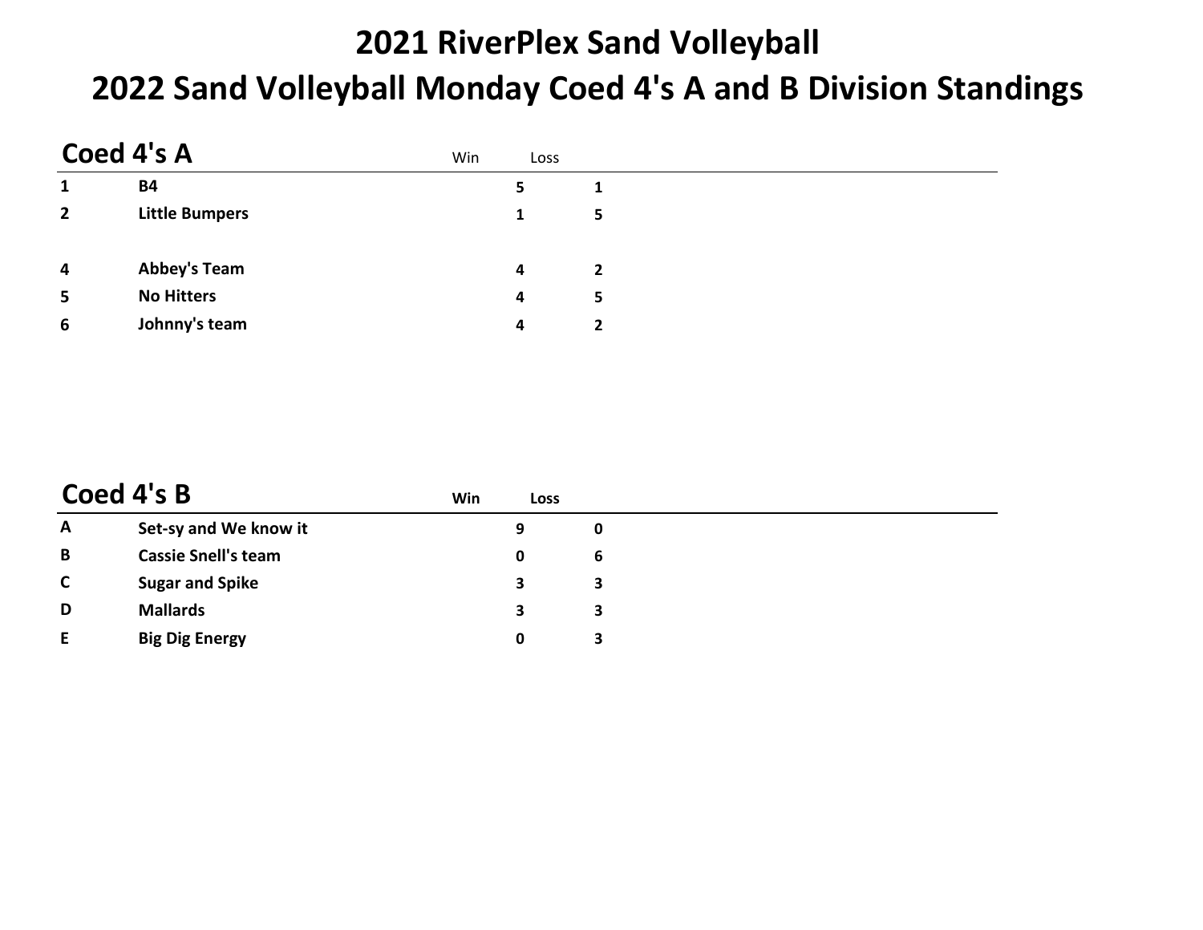# 2021 RiverPlex Sand Volleyball

# 2022 Sand Volleyball Monday Coed 4's A and B Division Standings

## Coed 4's A

| | | Win | Loss |
|---|---|---|---|
| **1** | **B4** | **5** | **1** |
| **2** | **Little Bumpers** | **1** | **5** |
| | | | |
| **4** | **Abbey's Team** | **4** | **2** |
| **5** | **No Hitters** | **4** | **5** |
| **6** | **Johnny's team** | **4** | **2** |

## Coed 4's B

| | | **Win** | **Loss** |
|---|---|---|---|
| **A** | **Set-sy and We know it** | **9** | **0** |
| **B** | **Cassie Snell's team** | **0** | **6** |
| **C** | **Sugar and Spike** | **3** | **3** |
| **D** | **Mallards** | **3** | **3** |
| **E** | **Big Dig Energy** | **0** | **3** |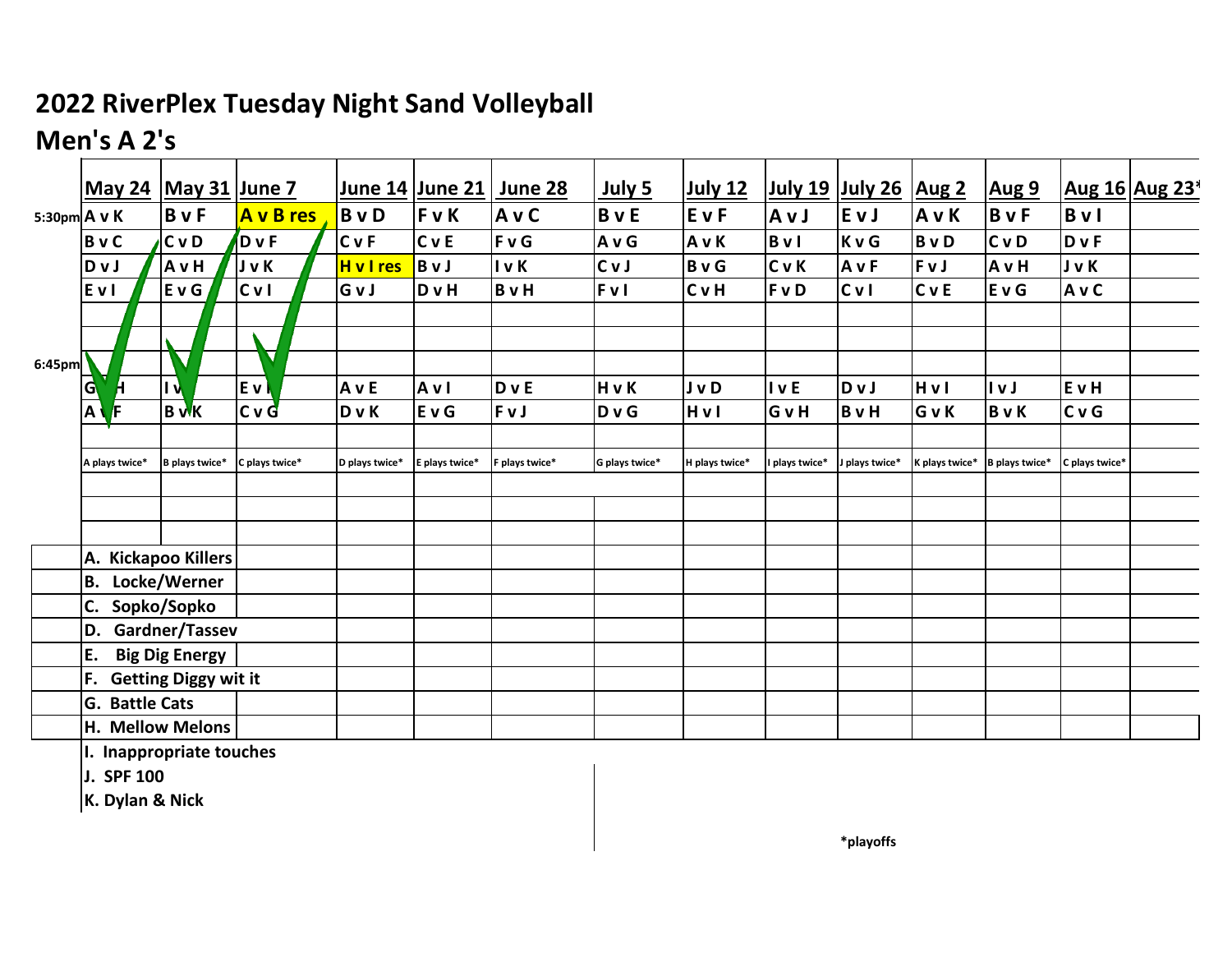# 2022 RiverPlex Tuesday Night Sand Volleyball

## Men's A 2's

| | May 24 | May 31 | June 7 | June 14 | June 21 | June 28 | July 5 | July 12 | July 19 | July 26 | Aug 2 | Aug 9 | Aug 16 | Aug 23* |
|---|---|---|---|---|---|---|---|---|---|---|---|---|---|---|
| 5:30pm | A v K | B v F | A v B res | B v D | F v K | A v C | B v E | E v F | A v J | E v J | A v K | B v F | B v I | |
| | B v C | C v D | D v F | C v F | C v E | F v G | A v G | A v K | B v I | K v G | B v D | C v D | D v F | |
| | D v J | A v H | J v K | H v I res | B v J | I v K | C v J | B v G | C v K | A v F | F v J | A v H | J v K | |
| | E v I | E v G | C v I | G v J | D v H | B v H | F v I | C v H | F v D | C v I | C v E | E v G | A v C | |
| 6:45pm | | | | | | | | | | | | | | |
| | G v H | I v J | E v K | A v E | A v I | D v E | H v K | J v D | I v E | D v J | H v I | I v J | E v H | |
| | A v F | B v K | C v G | D v K | E v G | F v J | D v G | H v I | G v H | B v H | G v K | B v K | C v G | |
| | A plays twice* | B plays twice* | C plays twice* | D plays twice* | E plays twice* | F plays twice* | G plays twice* | H plays twice* | I plays twice* | J plays twice* | K plays twice* | B plays twice* | C plays twice* | |

A. Kickapoo Killers
B. Locke/Werner
C. Sopko/Sopko
D. Gardner/Tassev
E. Big Dig Energy
F. Getting Diggy wit it
G. Battle Cats
H. Mellow Melons
I. Inappropriate touches
J. SPF 100
K. Dylan & Nick

*playoffs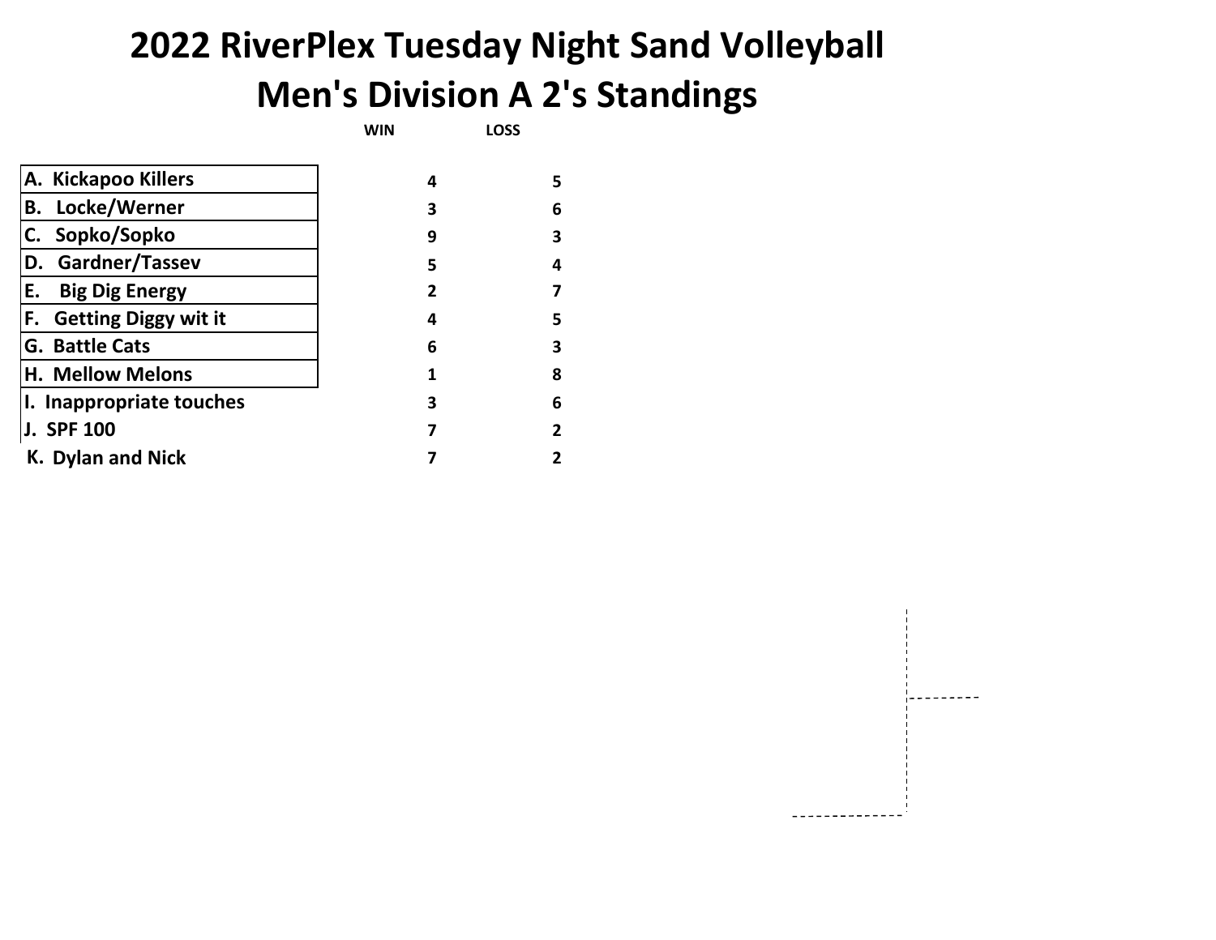# 2022 RiverPlex Tuesday Night Sand Volleyball

## Men's Division A 2's Standings

| Team | WIN | LOSS |
|---|---|---|
| A. Kickapoo Killers | 4 | 5 |
| B. Locke/Werner | 3 | 6 |
| C. Sopko/Sopko | 9 | 3 |
| D. Gardner/Tassev | 5 | 4 |
| E. Big Dig Energy | 2 | 7 |
| F. Getting Diggy wit it | 4 | 5 |
| G. Battle Cats | 6 | 3 |
| H. Mellow Melons | 1 | 8 |
| I. Inappropriate touches | 3 | 6 |
| J. SPF 100 | 7 | 2 |
| K. Dylan and Nick | 7 | 2 |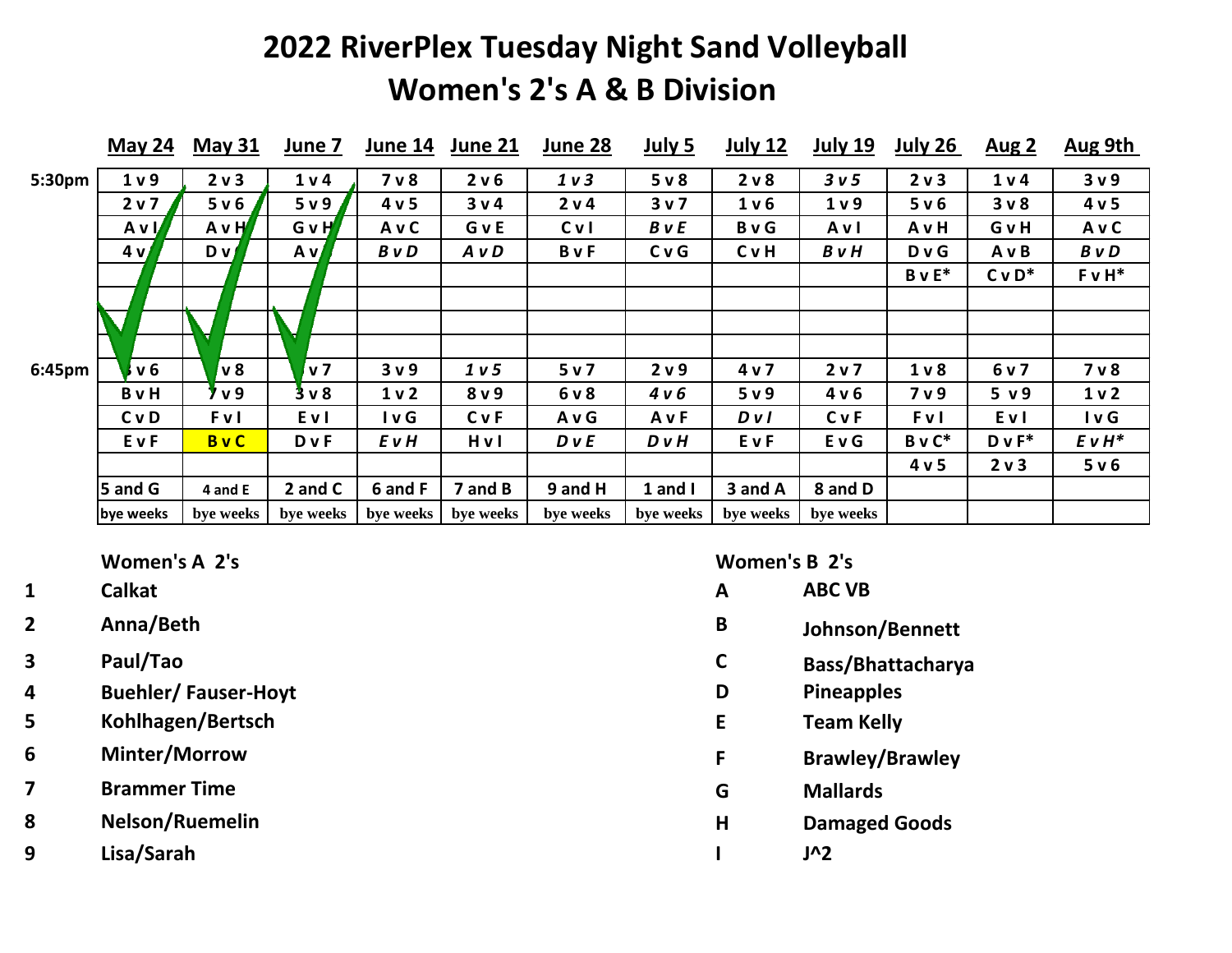# 2022 RiverPlex Tuesday Night Sand Volleyball
## Women's 2's A & B Division

| | May 24 | May 31 | June 7 | June 14 | June 21 | June 28 | July 5 | July 12 | July 19 | July 26 | Aug 2 | Aug 9th |
|---|---|---|---|---|---|---|---|---|---|---|---|---|
| 5:30pm | 1 v 9 | 2 v 3 | 1 v 4 | 7 v 8 | 2 v 6 | *1 v 3* | 5 v 8 | 2 v 8 | *3 v 5* | 2 v 3 | 1 v 4 | 3 v 9 |
| | 2 v 7 | 5 v 6 | 5 v 9 | 4 v 5 | 3 v 4 | 2 v 4 | 3 v 7 | 1 v 6 | 1 v 9 | 5 v 6 | 3 v 8 | 4 v 5 |
| | A v I | A v H | G v H | A v C | G v E | C v I | *B v E* | B v G | A v I | A v H | G v H | A v C |
| | 4 v | D v | A v | *B v D* | *A v D* | B v F | C v G | C v H | *B v H* | D v G | A v B | *B v D* |
| | | | | | | | | | | B v E* | C v D* | F v H* |
| | | | | | | | | | | | | |
| | | | | | | | | | | | | |
| | | | | | | | | | | | | |
| 6:45pm | v 6 | v 8 | v 7 | 3 v 9 | *1 v 5* | 5 v 7 | 2 v 9 | 4 v 7 | 2 v 7 | 1 v 8 | 6 v 7 | 7 v 8 |
| | B v H | 7 v 9 | 3 v 8 | 1 v 2 | 8 v 9 | 6 v 8 | *4 v 6* | 5 v 9 | 4 v 6 | 7 v 9 | 5 v 9 | 1 v 2 |
| | C v D | F v I | E v I | I v G | C v F | A v G | A v F | *D v I* | C v F | F v I | E v I | I v G |
| | E v F | B v C | D v F | *E v H* | H v I | *D v E* | *D v H* | E v F | E v G | B v C* | D v F* | *E v H** |
| | | | | | | | | | | 4 v 5 | 2 v 3 | 5 v 6 |
| | 5 and G | 4 and E | 2 and C | 6 and F | 7 and B | 9 and H | 1 and I | 3 and A | 8 and D | | | |
| | bye weeks | bye weeks | bye weeks | bye weeks | bye weeks | bye weeks | bye weeks | bye weeks | bye weeks | | | |

**Women's A 2's**

1. **Calkat**
2. **Anna/Beth**
3. **Paul/Tao**
4. **Buehler/ Fauser-Hoyt**
5. **Kohlhagen/Bertsch**
6. **Minter/Morrow**
7. **Brammer Time**
8. **Nelson/Ruemelin**
9. **Lisa/Sarah**

**Women's B 2's**

- **A** **ABC VB**
- **B** **Johnson/Bennett**
- **C** **Bass/Bhattacharya**
- **D** **Pineapples**
- **E** **Team Kelly**
- **F** **Brawley/Brawley**
- **G** **Mallards**
- **H** **Damaged Goods**
- **I** **J^2**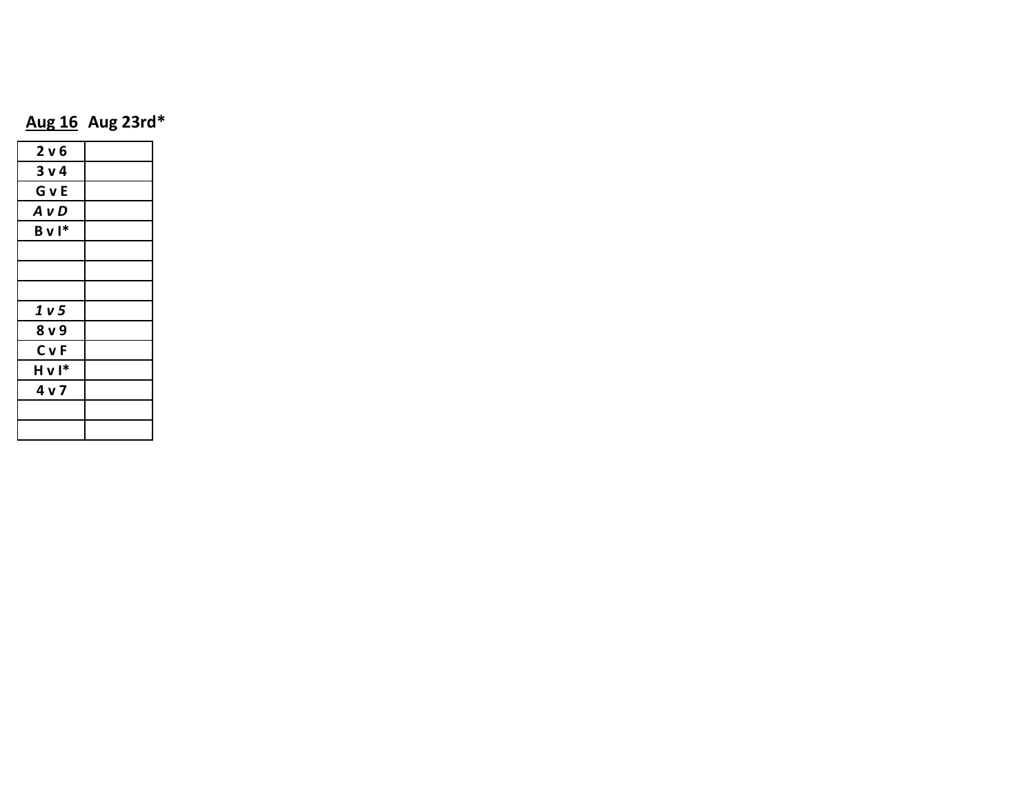| **Aug 16** | **Aug 23rd*** |
|---|---|
| **2 v 6** | |
| **3 v 4** | |
| **G v E** | |
| ***A v D*** | |
| **B v I*** | |
| | |
| | |
| | |
| ***1 v 5*** | |
| **8 v 9** | |
| **C v F** | |
| **H v I*** | |
| **4 v 7** | |
| | |
| | |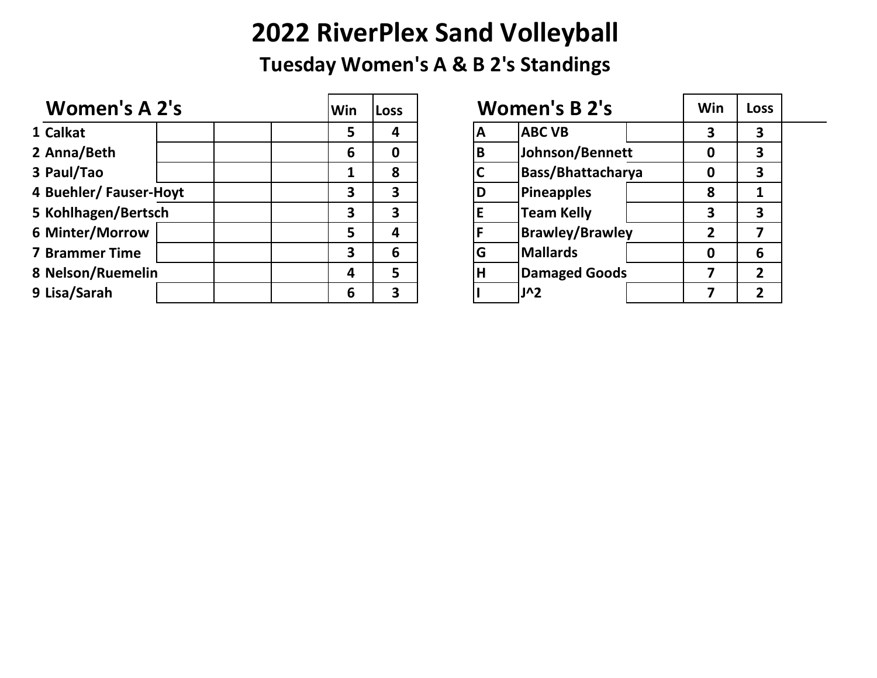# 2022 RiverPlex Sand Volleyball

## Tuesday Women's A & B 2's Standings

### Women's A 2's

| # | Team | | | | Win | Loss |
|---|---|---|---|---|---|---|
| 1 | Calkat | | | | 5 | 4 |
| 2 | Anna/Beth | | | | 6 | 0 |
| 3 | Paul/Tao | | | | 1 | 8 |
| 4 | Buehler/ Fauser-Hoyt | | | | 3 | 3 |
| 5 | Kohlhagen/Bertsch | | | | 3 | 3 |
| 6 | Minter/Morrow | | | | 5 | 4 |
| 7 | Brammer Time | | | | 3 | 6 |
| 8 | Nelson/Ruemelin | | | | 4 | 5 |
| 9 | Lisa/Sarah | | | | 6 | 3 |

### Women's B 2's

| | Team | | Win | Loss |
|---|---|---|---|---|
| A | ABC VB | | 3 | 3 |
| B | Johnson/Bennett | | 0 | 3 |
| C | Bass/Bhattacharya | | 0 | 3 |
| D | Pineapples | | 8 | 1 |
| E | Team Kelly | | 3 | 3 |
| F | Brawley/Brawley | | 2 | 7 |
| G | Mallards | | 0 | 6 |
| H | Damaged Goods | | 7 | 2 |
| I | J^2 | | 7 | 2 |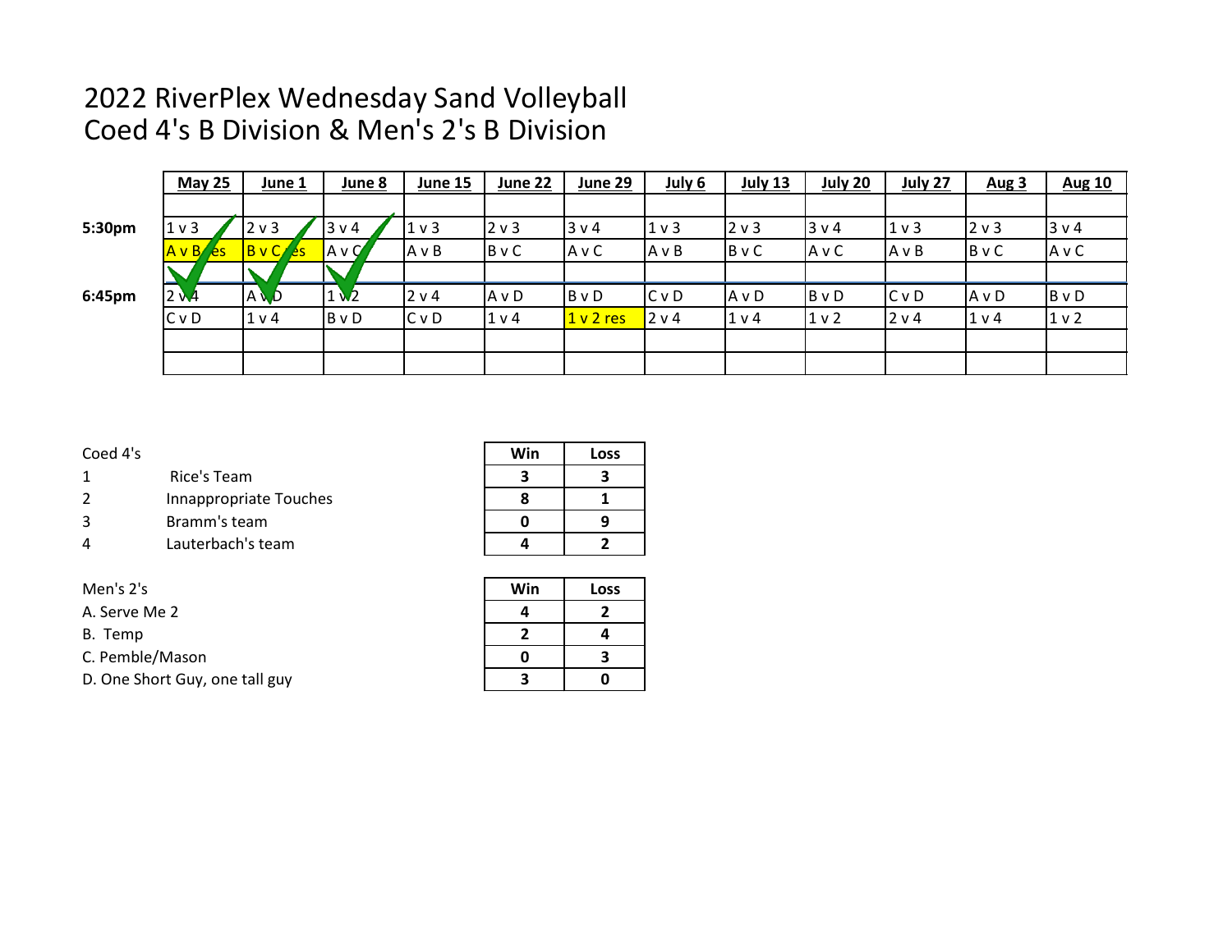# 2022 RiverPlex Wednesday Sand Volleyball
# Coed 4's B Division & Men's 2's B Division

| | May 25 | June 1 | June 8 | June 15 | June 22 | June 29 | July 6 | July 13 | July 20 | July 27 | Aug 3 | Aug 10 |
|---|---|---|---|---|---|---|---|---|---|---|---|---|
| | | | | | | | | | | | | |
| **5:30pm** | 1 v 3 | 2 v 3 | 3 v 4 | 1 v 3 | 2 v 3 | 3 v 4 | 1 v 3 | 2 v 3 | 3 v 4 | 1 v 3 | 2 v 3 | 3 v 4 |
| | A v B res | B v C res | A v C | A v B | B v C | A v C | A v B | B v C | A v C | A v B | B v C | A v C |
| | | | | | | | | | | | | |
| **6:45pm** | 2 v 4 | A v D | 1 v 2 | 2 v 4 | A v D | B v D | C v D | A v D | B v D | C v D | A v D | B v D |
| | C v D | 1 v 4 | B v D | C v D | 1 v 4 | 1 v 2 res | 2 v 4 | 1 v 4 | 1 v 2 | 2 v 4 | 1 v 4 | 1 v 2 |
| | | | | | | | | | | | | |
| | | | | | | | | | | | | |

| Coed 4's | | Win | Loss |
|---|---|---|---|
| 1 | Rice's Team | 3 | 3 |
| 2 | Innappropriate Touches | 8 | 1 |
| 3 | Bramm's team | 0 | 9 |
| 4 | Lauterbach's team | 4 | 2 |

| Men's 2's | Win | Loss |
|---|---|---|
| A. Serve Me 2 | 4 | 2 |
| B. Temp | 2 | 4 |
| C. Pemble/Mason | 0 | 3 |
| D. One Short Guy, one tall guy | 3 | 0 |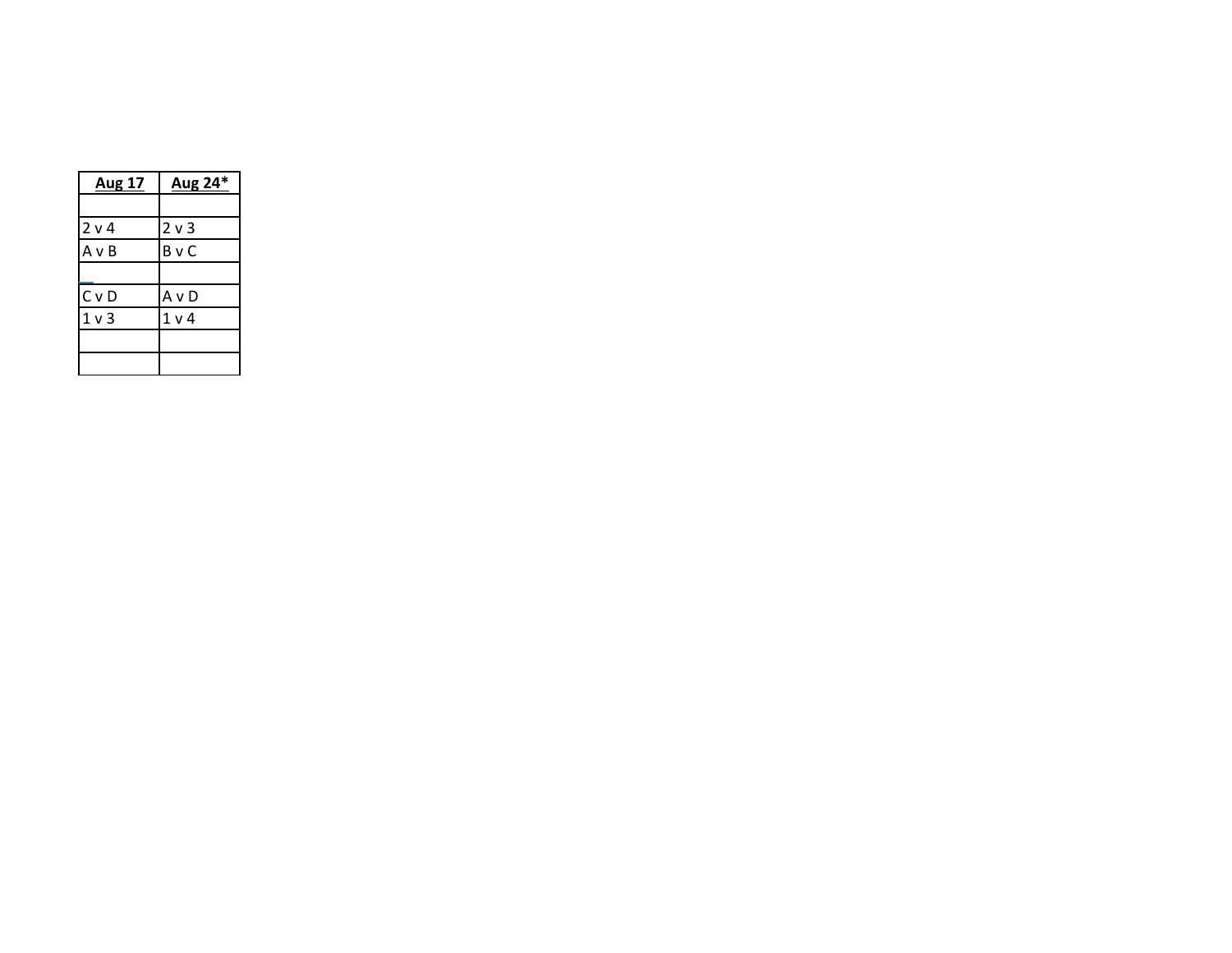| Aug 17 | Aug 24* |
|---|---|
| | |
| 2 v 4 | 2 v 3 |
| A v B | B v C |
| | |
| C v D | A v D |
| 1 v 3 | 1 v 4 |
| | |
| | |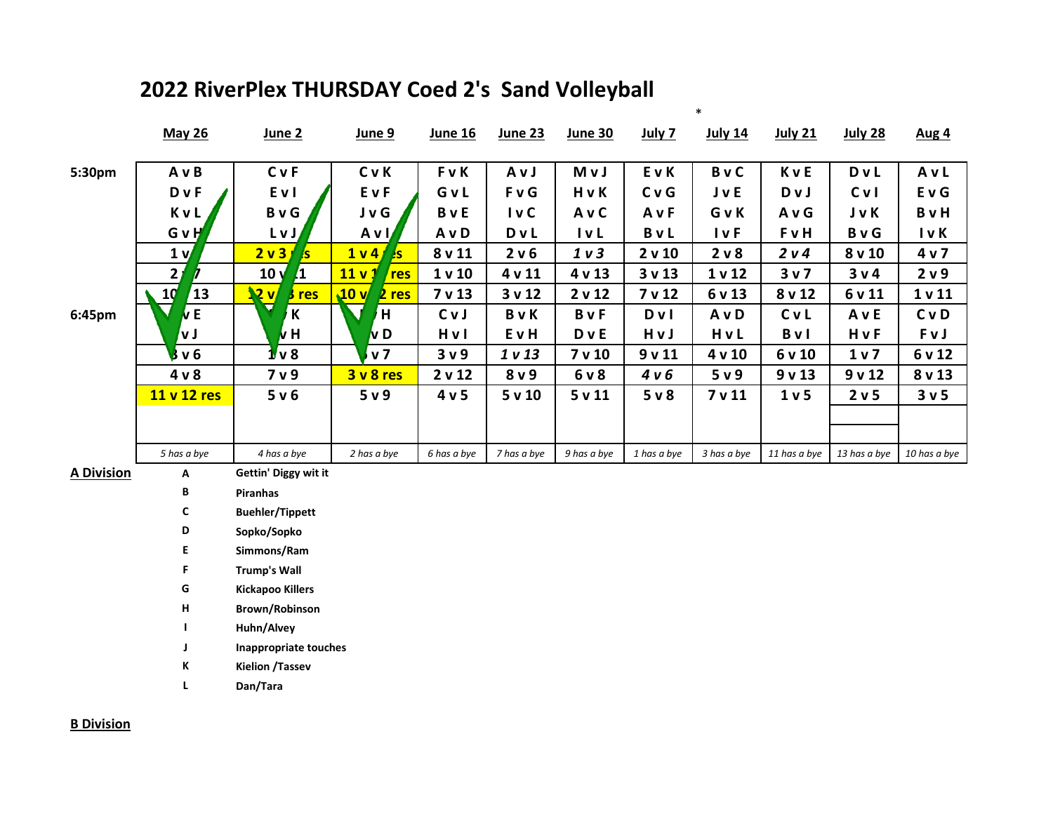# 2022 RiverPlex THURSDAY Coed 2's Sand Volleyball

|  | May 26 | June 2 | June 9 | June 16 | June 23 | June 30 | July 7 | * July 14 | July 21 | July 28 | Aug 4 |
|---|---|---|---|---|---|---|---|---|---|---|---|
| 5:30pm | A v B | C v F | C v K | F v K | A v J | M v J | E v K | B v C | K v E | D v L | A v L |
|  | D v F | E v I | E v F | G v L | F v G | H v K | C v G | J v E | D v J | C v I | E v G |
|  | K v L | B v G | J v G | B v E | I v C | A v C | A v F | G v K | A v G | J v K | B v H |
|  | G v H | L v J | A v I | A v D | D v L | I v L | B v L | I v F | F v H | B v G | I v K |
|  | 1 v | 2 v 3 res | 1 v 4 res | 8 v 11 | 2 v 6 | *1 v 3* | 2 v 10 | 2 v 8 | *2 v 4* | 8 v 10 | 4 v 7 |
|  | 2 v 7 | 10 v 11 | 11 v 1 res | 1 v 10 | 4 v 11 | 4 v 13 | 3 v 13 | 1 v 12 | 3 v 7 | 3 v 4 | 2 v 9 |
|  | 10 v 13 | 12 v 3 res | 10 v 2 res | 7 v 13 | 3 v 12 | 2 v 12 | 7 v 12 | 6 v 13 | 8 v 12 | 6 v 11 | 1 v 11 |
| 6:45pm | v E | K | H | C v J | B v K | B v F | D v I | A v D | C v L | A v E | C v D |
|  | v J | v H | v D | H v I | E v H | D v E | H v J | H v L | B v I | H v F | F v J |
|  | 3 v 6 | 1 v 8 | v 7 | 3 v 9 | *1 v 13* | 7 v 10 | 9 v 11 | 4 v 10 | 6 v 10 | 1 v 7 | 6 v 12 |
|  | 4 v 8 | 7 v 9 | 3 v 8 res | 2 v 12 | 8 v 9 | 6 v 8 | *4 v 6* | 5 v 9 | 9 v 13 | 9 v 12 | 8 v 13 |
|  | 11 v 12 res | 5 v 6 | 5 v 9 | 4 v 5 | 5 v 10 | 5 v 11 | 5 v 8 | 7 v 11 | 1 v 5 | 2 v 5 | 3 v 5 |
|  | *5 has a bye* | *4 has a bye* | *2 has a bye* | *6 has a bye* | *7 has a bye* | *9 has a bye* | *1 has a bye* | *3 has a bye* | *11 has a bye* | *13 has a bye* | *10 has a bye* |

**A Division**

| | |
|---|---|
| A | Gettin' Diggy wit it |
| B | Piranhas |
| C | Buehler/Tippett |
| D | Sopko/Sopko |
| E | Simmons/Ram |
| F | Trump's Wall |
| G | Kickapoo Killers |
| H | Brown/Robinson |
| I | Huhn/Alvey |
| J | Inappropriate touches |
| K | Kielion /Tassev |
| L | Dan/Tara |

**B Division**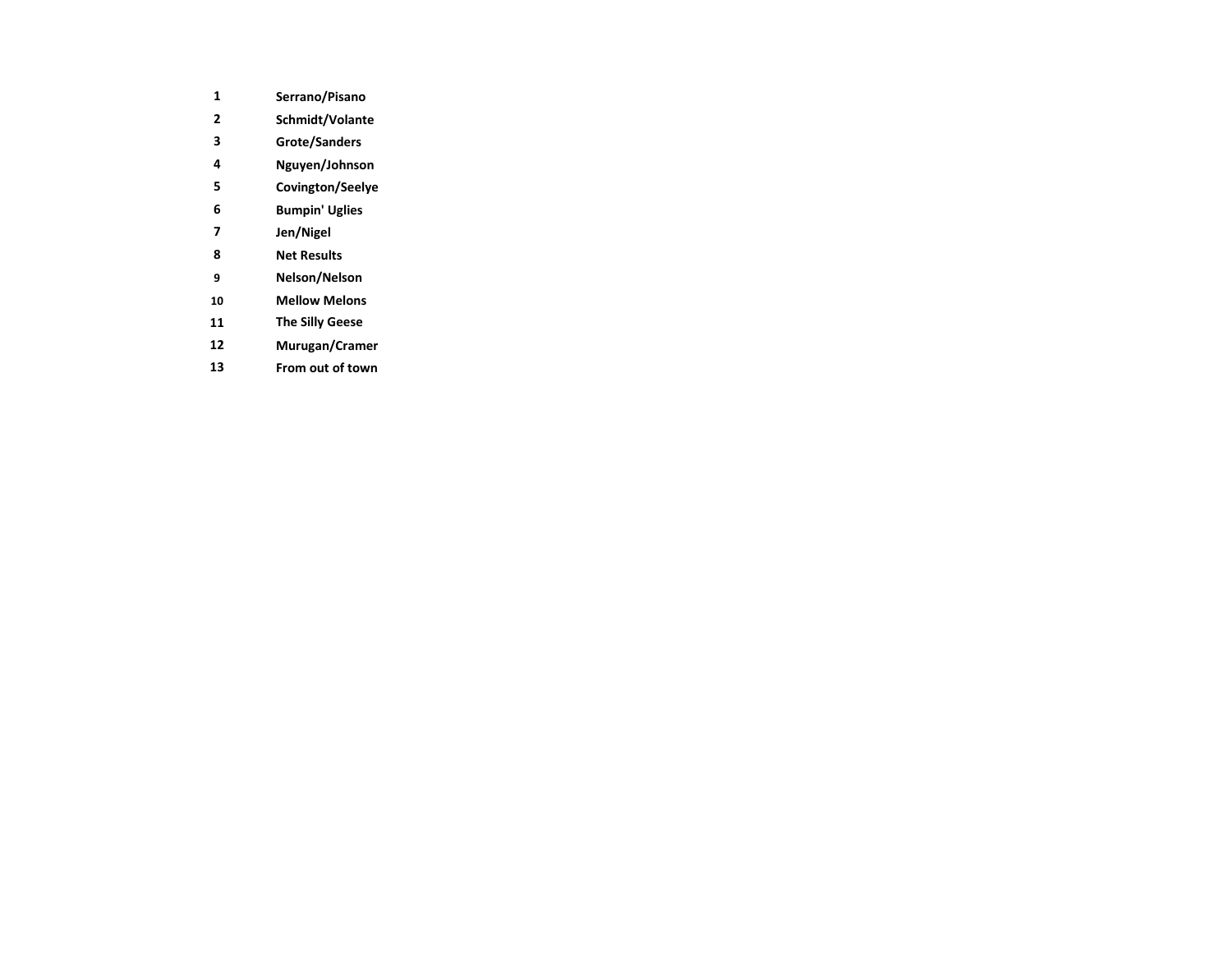| | |
|---|---|
| **1** | **Serrano/Pisano** |
| **2** | **Schmidt/Volante** |
| **3** | **Grote/Sanders** |
| **4** | **Nguyen/Johnson** |
| **5** | **Covington/Seelye** |
| **6** | **Bumpin' Uglies** |
| **7** | **Jen/Nigel** |
| **8** | **Net Results** |
| **9** | **Nelson/Nelson** |
| **10** | **Mellow Melons** |
| **11** | **The Silly Geese** |
| **12** | **Murugan/Cramer** |
| **13** | **From out of town** |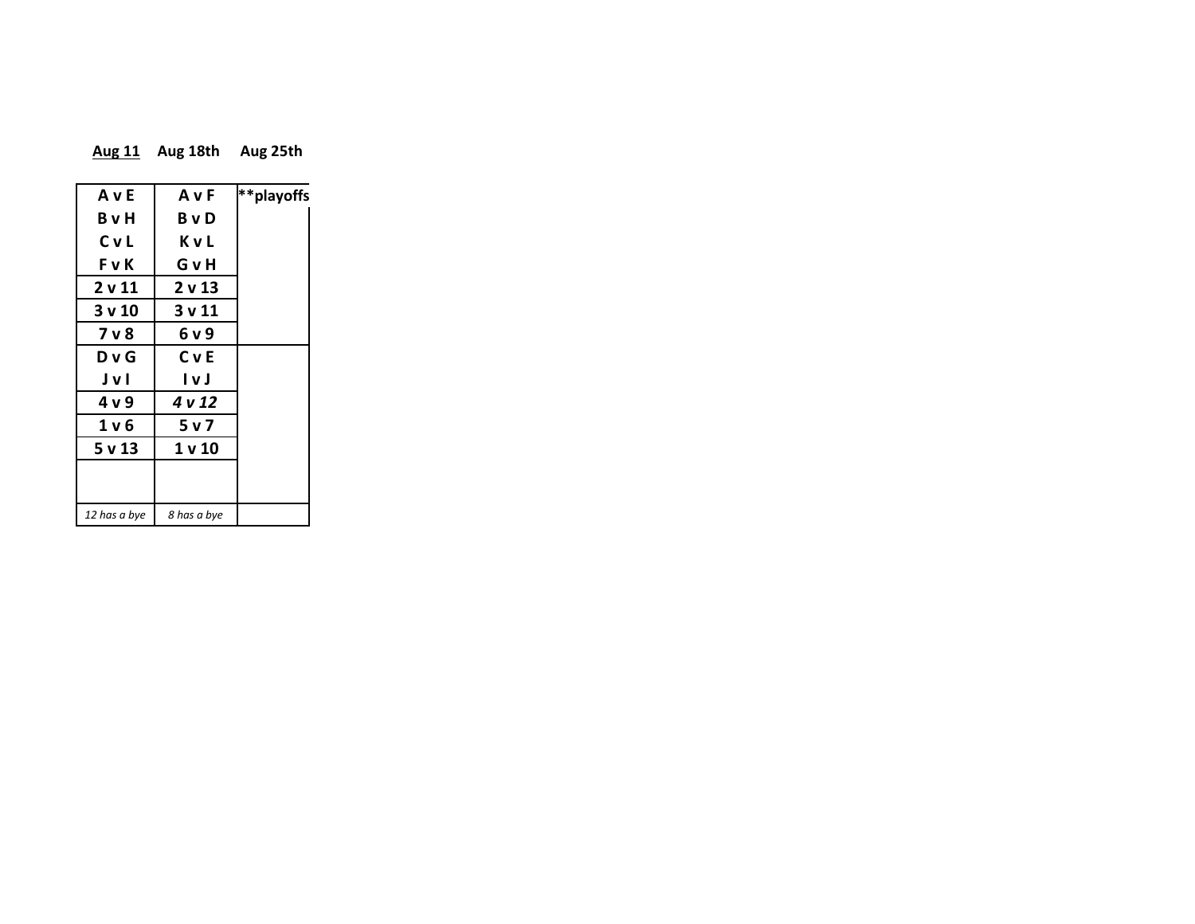| Aug 11 | Aug 18th | Aug 25th |
|---|---|---|
| **A v E** | **A v F** | **playoffs |
| **B v H** | **B v D** | |
| **C v L** | **K v L** | |
| **F v K** | **G v H** | |
| **2 v 11** | **2 v 13** | |
| **3 v 10** | **3 v 11** | |
| **7 v 8** | **6 v 9** | |
| **D v G** | **C v E** | |
| **J v I** | **I v J** | |
| **4 v 9** | ***4 v 12*** | |
| **1 v 6** | **5 v 7** | |
| **5 v 13** | **1 v 10** | |
| | | |
| *12 has a bye* | *8 has a bye* | |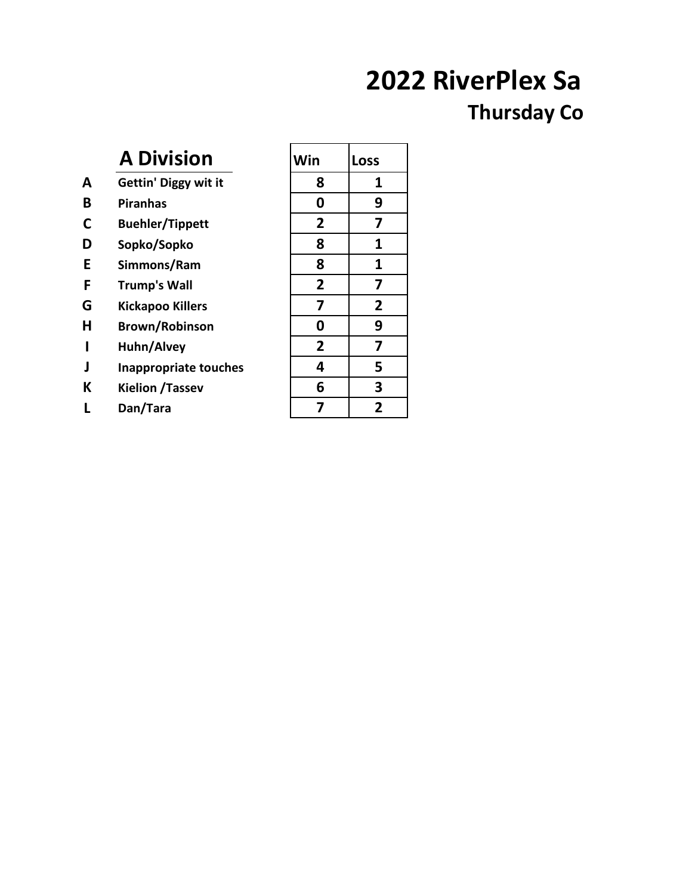# 2022 RiverPlex Sa

## Thursday Co

### A Division

| | A Division | Win | Loss |
|---|---|---|---|
| A | Gettin' Diggy wit it | 8 | 1 |
| B | Piranhas | 0 | 9 |
| C | Buehler/Tippett | 2 | 7 |
| D | Sopko/Sopko | 8 | 1 |
| E | Simmons/Ram | 8 | 1 |
| F | Trump's Wall | 2 | 7 |
| G | Kickapoo Killers | 7 | 2 |
| H | Brown/Robinson | 0 | 9 |
| I | Huhn/Alvey | 2 | 7 |
| J | Inappropriate touches | 4 | 5 |
| K | Kielion /Tassev | 6 | 3 |
| L | Dan/Tara | 7 | 2 |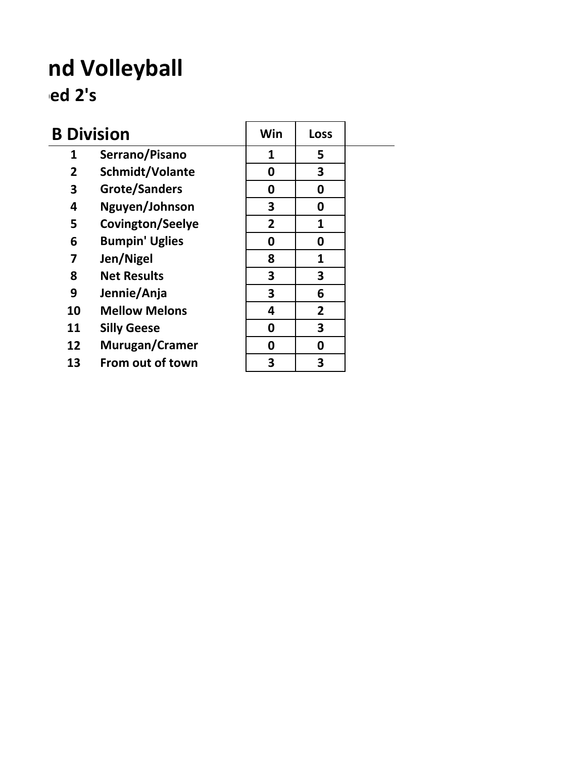# nd Volleyball

## ed 2's

| B Division | | Win | Loss |
|---|---|---|---|
| 1 | Serrano/Pisano | 1 | 5 |
| 2 | Schmidt/Volante | 0 | 3 |
| 3 | Grote/Sanders | 0 | 0 |
| 4 | Nguyen/Johnson | 3 | 0 |
| 5 | Covington/Seelye | 2 | 1 |
| 6 | Bumpin' Uglies | 0 | 0 |
| 7 | Jen/Nigel | 8 | 1 |
| 8 | Net Results | 3 | 3 |
| 9 | Jennie/Anja | 3 | 6 |
| 10 | Mellow Melons | 4 | 2 |
| 11 | Silly Geese | 0 | 3 |
| 12 | Murugan/Cramer | 0 | 0 |
| 13 | From out of town | 3 | 3 |